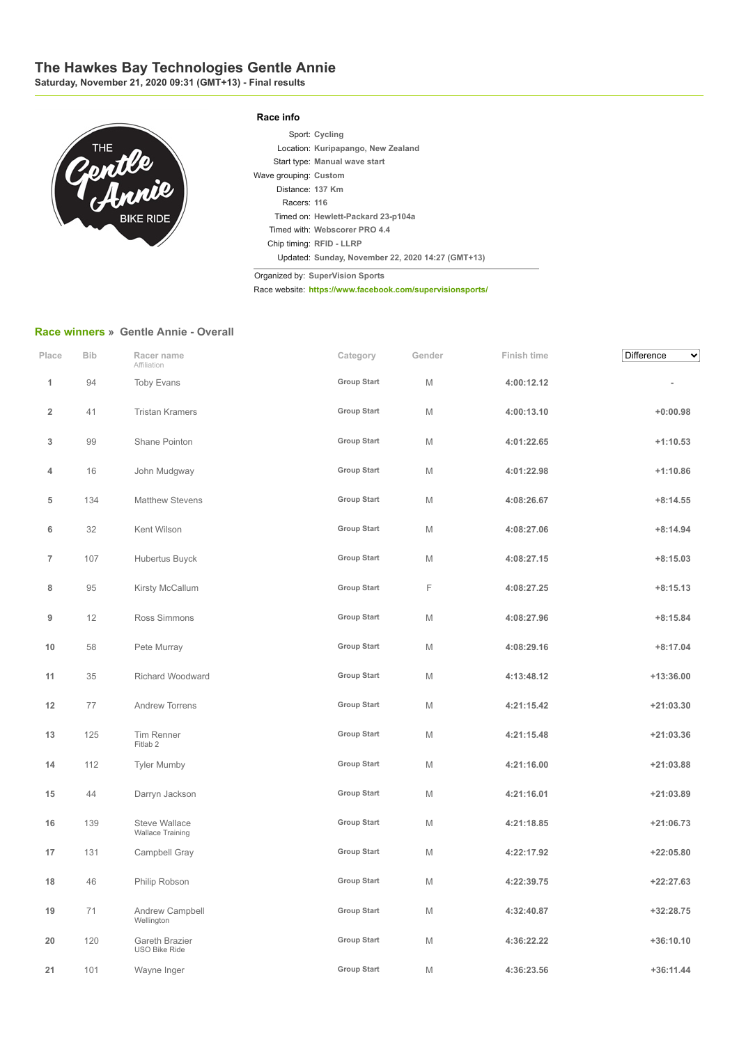# The Hawkes Bay Technologies Gentle Annie

**Saturday, November 21, 2020 09:31 (GMT+13) - Final results**

### Race info

Sport: **Cycling**
Location: **Kuripapango, New Zealand**
Start type: **Manual wave start**
Wave grouping: **Custom**
Distance: **137 Km**
Racers: **116**
Timed on: **Hewlett-Packard 23-p104a**
Timed with: **Webscorer PRO 4.4**
Chip timing: **RFID - LLRP**
Updated: **Sunday, November 22, 2020 14:27 (GMT+13)**

Organized by: **SuperVision Sports**
Race website: **https://www.facebook.com/supervisionsports/**

## Race winners » Gentle Annie - Overall

| Place | Bib | Racer name<br>Affiliation | Category | Gender | Finish time | Difference |
|---|---|---|---|---|---|---|
| 1 | 94 | Toby Evans | Group Start | M | 4:00:12.12 | - |
| 2 | 41 | Tristan Kramers | Group Start | M | 4:00:13.10 | +0:00.98 |
| 3 | 99 | Shane Pointon | Group Start | M | 4:01:22.65 | +1:10.53 |
| 4 | 16 | John Mudgway | Group Start | M | 4:01:22.98 | +1:10.86 |
| 5 | 134 | Matthew Stevens | Group Start | M | 4:08:26.67 | +8:14.55 |
| 6 | 32 | Kent Wilson | Group Start | M | 4:08:27.06 | +8:14.94 |
| 7 | 107 | Hubertus Buyck | Group Start | M | 4:08:27.15 | +8:15.03 |
| 8 | 95 | Kirsty McCallum | Group Start | F | 4:08:27.25 | +8:15.13 |
| 9 | 12 | Ross Simmons | Group Start | M | 4:08:27.96 | +8:15.84 |
| 10 | 58 | Pete Murray | Group Start | M | 4:08:29.16 | +8:17.04 |
| 11 | 35 | Richard Woodward | Group Start | M | 4:13:48.12 | +13:36.00 |
| 12 | 77 | Andrew Torrens | Group Start | M | 4:21:15.42 | +21:03.30 |
| 13 | 125 | Tim Renner<br>Fitlab 2 | Group Start | M | 4:21:15.48 | +21:03.36 |
| 14 | 112 | Tyler Mumby | Group Start | M | 4:21:16.00 | +21:03.88 |
| 15 | 44 | Darryn Jackson | Group Start | M | 4:21:16.01 | +21:03.89 |
| 16 | 139 | Steve Wallace<br>Wallace Training | Group Start | M | 4:21:18.85 | +21:06.73 |
| 17 | 131 | Campbell Gray | Group Start | M | 4:22:17.92 | +22:05.80 |
| 18 | 46 | Philip Robson | Group Start | M | 4:22:39.75 | +22:27.63 |
| 19 | 71 | Andrew Campbell<br>Wellington | Group Start | M | 4:32:40.87 | +32:28.75 |
| 20 | 120 | Gareth Brazier<br>USO Bike Ride | Group Start | M | 4:36:22.22 | +36:10.10 |
| 21 | 101 | Wayne Inger | Group Start | M | 4:36:23.56 | +36:11.44 |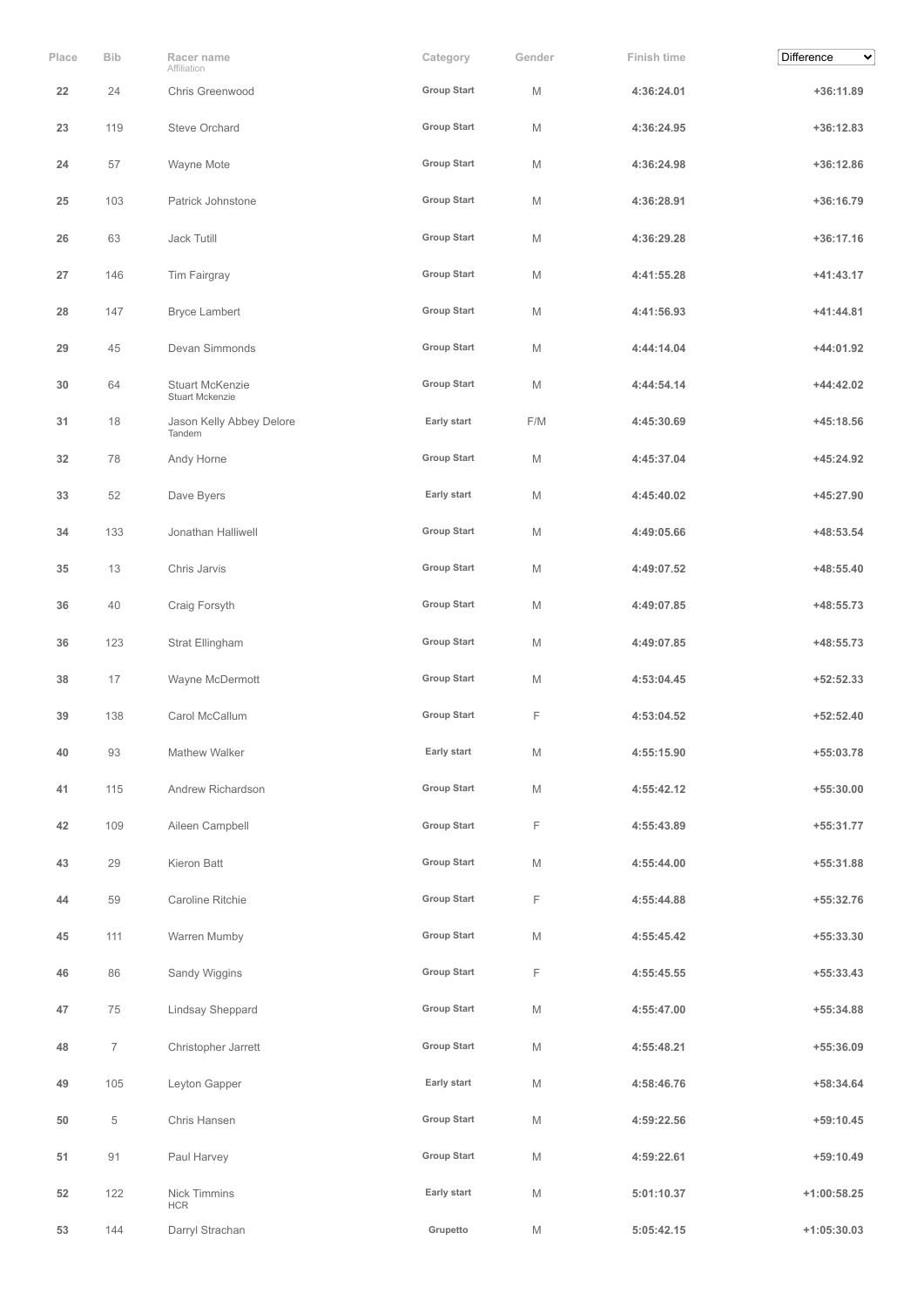| Place | Bib | Racer name<br>Affiliation | Category | Gender | Finish time | Difference |
|---|---|---|---|---|---|---|
| 22 | 24 | Chris Greenwood | Group Start | M | 4:36:24.01 | +36:11.89 |
| 23 | 119 | Steve Orchard | Group Start | M | 4:36:24.95 | +36:12.83 |
| 24 | 57 | Wayne Mote | Group Start | M | 4:36:24.98 | +36:12.86 |
| 25 | 103 | Patrick Johnstone | Group Start | M | 4:36:28.91 | +36:16.79 |
| 26 | 63 | Jack Tutill | Group Start | M | 4:36:29.28 | +36:17.16 |
| 27 | 146 | Tim Fairgray | Group Start | M | 4:41:55.28 | +41:43.17 |
| 28 | 147 | Bryce Lambert | Group Start | M | 4:41:56.93 | +41:44.81 |
| 29 | 45 | Devan Simmonds | Group Start | M | 4:44:14.04 | +44:01.92 |
| 30 | 64 | Stuart McKenzie<br>Stuart Mckenzie | Group Start | M | 4:44:54.14 | +44:42.02 |
| 31 | 18 | Jason Kelly Abbey Delore<br>Tandem | Early start | F/M | 4:45:30.69 | +45:18.56 |
| 32 | 78 | Andy Horne | Group Start | M | 4:45:37.04 | +45:24.92 |
| 33 | 52 | Dave Byers | Early start | M | 4:45:40.02 | +45:27.90 |
| 34 | 133 | Jonathan Halliwell | Group Start | M | 4:49:05.66 | +48:53.54 |
| 35 | 13 | Chris Jarvis | Group Start | M | 4:49:07.52 | +48:55.40 |
| 36 | 40 | Craig Forsyth | Group Start | M | 4:49:07.85 | +48:55.73 |
| 36 | 123 | Strat Ellingham | Group Start | M | 4:49:07.85 | +48:55.73 |
| 38 | 17 | Wayne McDermott | Group Start | M | 4:53:04.45 | +52:52.33 |
| 39 | 138 | Carol McCallum | Group Start | F | 4:53:04.52 | +52:52.40 |
| 40 | 93 | Mathew Walker | Early start | M | 4:55:15.90 | +55:03.78 |
| 41 | 115 | Andrew Richardson | Group Start | M | 4:55:42.12 | +55:30.00 |
| 42 | 109 | Aileen Campbell | Group Start | F | 4:55:43.89 | +55:31.77 |
| 43 | 29 | Kieron Batt | Group Start | M | 4:55:44.00 | +55:31.88 |
| 44 | 59 | Caroline Ritchie | Group Start | F | 4:55:44.88 | +55:32.76 |
| 45 | 111 | Warren Mumby | Group Start | M | 4:55:45.42 | +55:33.30 |
| 46 | 86 | Sandy Wiggins | Group Start | F | 4:55:45.55 | +55:33.43 |
| 47 | 75 | Lindsay Sheppard | Group Start | M | 4:55:47.00 | +55:34.88 |
| 48 | 7 | Christopher Jarrett | Group Start | M | 4:55:48.21 | +55:36.09 |
| 49 | 105 | Leyton Gapper | Early start | M | 4:58:46.76 | +58:34.64 |
| 50 | 5 | Chris Hansen | Group Start | M | 4:59:22.56 | +59:10.45 |
| 51 | 91 | Paul Harvey | Group Start | M | 4:59:22.61 | +59:10.49 |
| 52 | 122 | Nick Timmins<br>HCR | Early start | M | 5:01:10.37 | +1:00:58.25 |
| 53 | 144 | Darryl Strachan | Grupetto | M | 5:05:42.15 | +1:05:30.03 |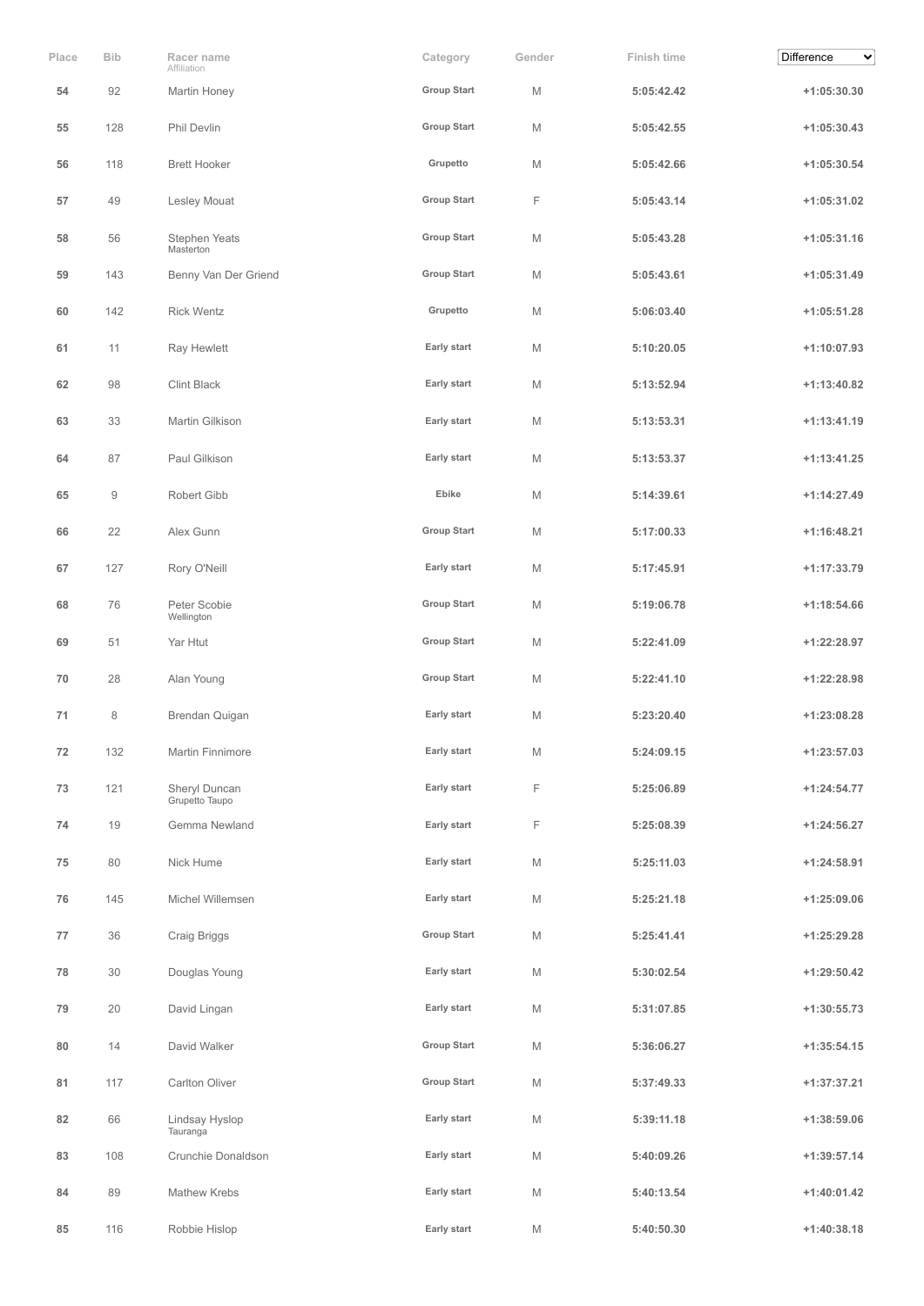| Place | Bib | Racer name<br>Affiliation | Category | Gender | Finish time | Difference |
|---|---|---|---|---|---|---|
| 54 | 92 | Martin Honey | Group Start | M | 5:05:42.42 | +1:05:30.30 |
| 55 | 128 | Phil Devlin | Group Start | M | 5:05:42.55 | +1:05:30.43 |
| 56 | 118 | Brett Hooker | Grupetto | M | 5:05:42.66 | +1:05:30.54 |
| 57 | 49 | Lesley Mouat | Group Start | F | 5:05:43.14 | +1:05:31.02 |
| 58 | 56 | Stephen Yeats<br>Masterton | Group Start | M | 5:05:43.28 | +1:05:31.16 |
| 59 | 143 | Benny Van Der Griend | Group Start | M | 5:05:43.61 | +1:05:31.49 |
| 60 | 142 | Rick Wentz | Grupetto | M | 5:06:03.40 | +1:05:51.28 |
| 61 | 11 | Ray Hewlett | Early start | M | 5:10:20.05 | +1:10:07.93 |
| 62 | 98 | Clint Black | Early start | M | 5:13:52.94 | +1:13:40.82 |
| 63 | 33 | Martin Gilkison | Early start | M | 5:13:53.31 | +1:13:41.19 |
| 64 | 87 | Paul Gilkison | Early start | M | 5:13:53.37 | +1:13:41.25 |
| 65 | 9 | Robert Gibb | Ebike | M | 5:14:39.61 | +1:14:27.49 |
| 66 | 22 | Alex Gunn | Group Start | M | 5:17:00.33 | +1:16:48.21 |
| 67 | 127 | Rory O'Neill | Early start | M | 5:17:45.91 | +1:17:33.79 |
| 68 | 76 | Peter Scobie<br>Wellington | Group Start | M | 5:19:06.78 | +1:18:54.66 |
| 69 | 51 | Yar Htut | Group Start | M | 5:22:41.09 | +1:22:28.97 |
| 70 | 28 | Alan Young | Group Start | M | 5:22:41.10 | +1:22:28.98 |
| 71 | 8 | Brendan Quigan | Early start | M | 5:23:20.40 | +1:23:08.28 |
| 72 | 132 | Martin Finnimore | Early start | M | 5:24:09.15 | +1:23:57.03 |
| 73 | 121 | Sheryl Duncan<br>Grupetto Taupo | Early start | F | 5:25:06.89 | +1:24:54.77 |
| 74 | 19 | Gemma Newland | Early start | F | 5:25:08.39 | +1:24:56.27 |
| 75 | 80 | Nick Hume | Early start | M | 5:25:11.03 | +1:24:58.91 |
| 76 | 145 | Michel Willemsen | Early start | M | 5:25:21.18 | +1:25:09.06 |
| 77 | 36 | Craig Briggs | Group Start | M | 5:25:41.41 | +1:25:29.28 |
| 78 | 30 | Douglas Young | Early start | M | 5:30:02.54 | +1:29:50.42 |
| 79 | 20 | David Lingan | Early start | M | 5:31:07.85 | +1:30:55.73 |
| 80 | 14 | David Walker | Group Start | M | 5:36:06.27 | +1:35:54.15 |
| 81 | 117 | Carlton Oliver | Group Start | M | 5:37:49.33 | +1:37:37.21 |
| 82 | 66 | Lindsay Hyslop<br>Tauranga | Early start | M | 5:39:11.18 | +1:38:59.06 |
| 83 | 108 | Crunchie Donaldson | Early start | M | 5:40:09.26 | +1:39:57.14 |
| 84 | 89 | Mathew Krebs | Early start | M | 5:40:13.54 | +1:40:01.42 |
| 85 | 116 | Robbie Hislop | Early start | M | 5:40:50.30 | +1:40:38.18 |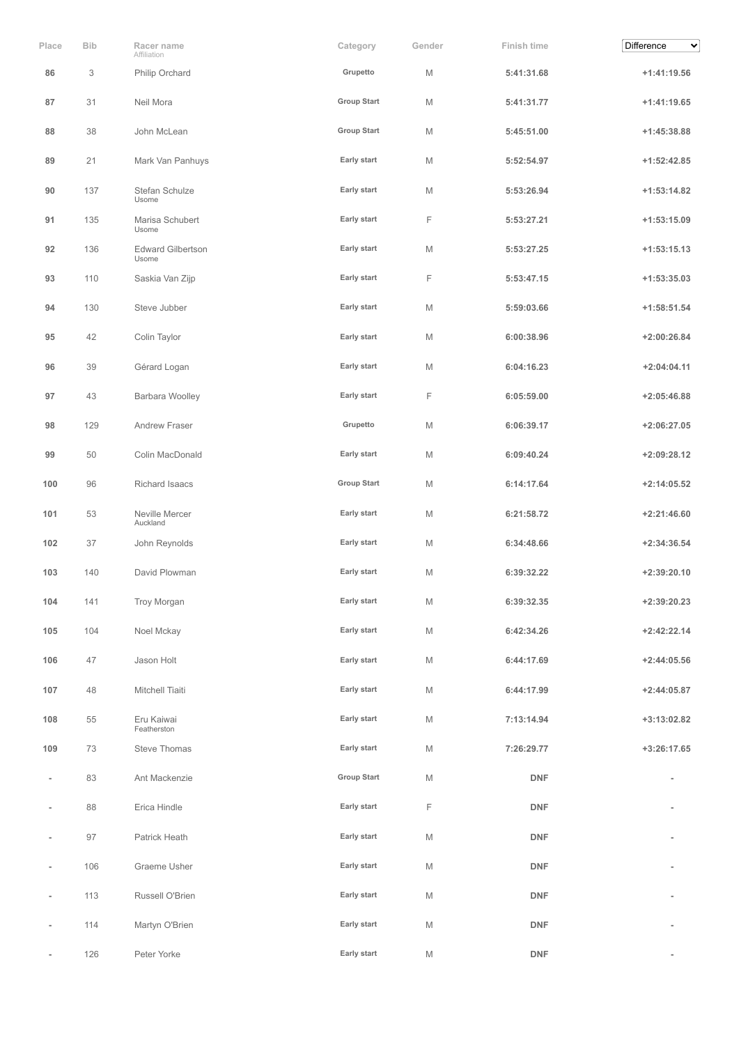| Place | Bib | Racer name<br>Affiliation | Category | Gender | Finish time | Difference |
|---|---|---|---|---|---|---|
| 86 | 3 | Philip Orchard | Grupetto | M | 5:41:31.68 | +1:41:19.56 |
| 87 | 31 | Neil Mora | Group Start | M | 5:41:31.77 | +1:41:19.65 |
| 88 | 38 | John McLean | Group Start | M | 5:45:51.00 | +1:45:38.88 |
| 89 | 21 | Mark Van Panhuys | Early start | M | 5:52:54.97 | +1:52:42.85 |
| 90 | 137 | Stefan Schulze<br>Usome | Early start | M | 5:53:26.94 | +1:53:14.82 |
| 91 | 135 | Marisa Schubert<br>Usome | Early start | F | 5:53:27.21 | +1:53:15.09 |
| 92 | 136 | Edward Gilbertson<br>Usome | Early start | M | 5:53:27.25 | +1:53:15.13 |
| 93 | 110 | Saskia Van Zijp | Early start | F | 5:53:47.15 | +1:53:35.03 |
| 94 | 130 | Steve Jubber | Early start | M | 5:59:03.66 | +1:58:51.54 |
| 95 | 42 | Colin Taylor | Early start | M | 6:00:38.96 | +2:00:26.84 |
| 96 | 39 | Gérard Logan | Early start | M | 6:04:16.23 | +2:04:04.11 |
| 97 | 43 | Barbara Woolley | Early start | F | 6:05:59.00 | +2:05:46.88 |
| 98 | 129 | Andrew Fraser | Grupetto | M | 6:06:39.17 | +2:06:27.05 |
| 99 | 50 | Colin MacDonald | Early start | M | 6:09:40.24 | +2:09:28.12 |
| 100 | 96 | Richard Isaacs | Group Start | M | 6:14:17.64 | +2:14:05.52 |
| 101 | 53 | Neville Mercer<br>Auckland | Early start | M | 6:21:58.72 | +2:21:46.60 |
| 102 | 37 | John Reynolds | Early start | M | 6:34:48.66 | +2:34:36.54 |
| 103 | 140 | David Plowman | Early start | M | 6:39:32.22 | +2:39:20.10 |
| 104 | 141 | Troy Morgan | Early start | M | 6:39:32.35 | +2:39:20.23 |
| 105 | 104 | Noel Mckay | Early start | M | 6:42:34.26 | +2:42:22.14 |
| 106 | 47 | Jason Holt | Early start | M | 6:44:17.69 | +2:44:05.56 |
| 107 | 48 | Mitchell Tiaiti | Early start | M | 6:44:17.99 | +2:44:05.87 |
| 108 | 55 | Eru Kaiwai<br>Featherston | Early start | M | 7:13:14.94 | +3:13:02.82 |
| 109 | 73 | Steve Thomas | Early start | M | 7:26:29.77 | +3:26:17.65 |
| - | 83 | Ant Mackenzie | Group Start | M | DNF | - |
| - | 88 | Erica Hindle | Early start | F | DNF | - |
| - | 97 | Patrick Heath | Early start | M | DNF | - |
| - | 106 | Graeme Usher | Early start | M | DNF | - |
| - | 113 | Russell O'Brien | Early start | M | DNF | - |
| - | 114 | Martyn O'Brien | Early start | M | DNF | - |
| - | 126 | Peter Yorke | Early start | M | DNF | - |